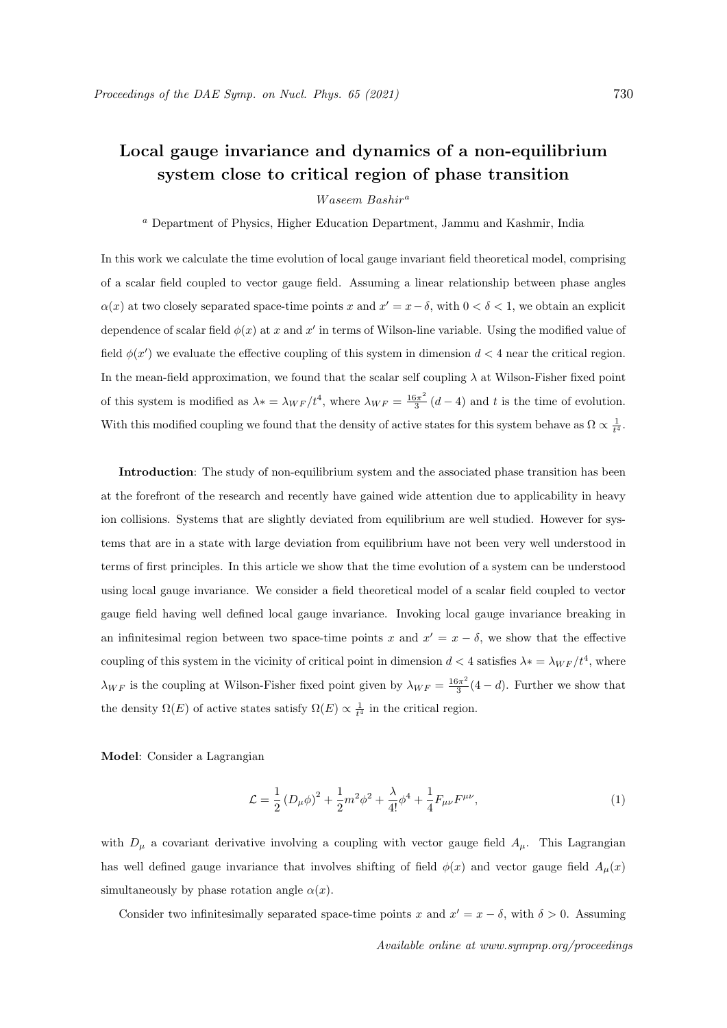# Local gauge invariance and dynamics of a non-equilibrium system close to critical region of phase transition

*Waseem Bashir*[a]

[a] Department of Physics, Higher Education Department, Jammu and Kashmir, India

In this work we calculate the time evolution of local gauge invariant field theoretical model, comprising of a scalar field coupled to vector gauge field. Assuming a linear relationship between phase angles $\alpha(x)$ at two closely separated space-time points $x$ and $x' = x - \delta$, with $0 < \delta < 1$, we obtain an explicit dependence of scalar field $\phi(x)$ at $x$ and $x'$ in terms of Wilson-line variable. Using the modified value of field $\phi(x')$ we evaluate the effective coupling of this system in dimension $d < 4$ near the critical region. In the mean-field approximation, we found that the scalar self coupling $\lambda$ at Wilson-Fisher fixed point of this system is modified as $\lambda* = \lambda_{WF}/t^4$, where $\lambda_{WF} = \frac{16\pi^2}{3}(d-4)$ and $t$ is the time of evolution. With this modified coupling we found that the density of active states for this system behave as $\Omega \propto \frac{1}{t^4}$.

**Introduction**: The study of non-equilibrium system and the associated phase transition has been at the forefront of the research and recently have gained wide attention due to applicability in heavy ion collisions. Systems that are slightly deviated from equilibrium are well studied. However for systems that are in a state with large deviation from equilibrium have not been very well understood in terms of first principles. In this article we show that the time evolution of a system can be understood using local gauge invariance. We consider a field theoretical model of a scalar field coupled to vector gauge field having well defined local gauge invariance. Invoking local gauge invariance breaking in an infinitesimal region between two space-time points $x$ and $x' = x - \delta$, we show that the effective coupling of this system in the vicinity of critical point in dimension $d < 4$ satisfies $\lambda* = \lambda_{WF}/t^4$, where $\lambda_{WF}$ is the coupling at Wilson-Fisher fixed point given by $\lambda_{WF} = \frac{16\pi^2}{3}(4-d)$. Further we show that the density $\Omega(E)$ of active states satisfy $\Omega(E) \propto \frac{1}{t^4}$ in the critical region.

**Model**: Consider a Lagrangian

$$\mathcal{L} = \frac{1}{2}(D_\mu\phi)^2 + \frac{1}{2}m^2\phi^2 + \frac{\lambda}{4!}\phi^4 + \frac{1}{4}F_{\mu\nu}F^{\mu\nu}, \tag{1}$$

with $D_\mu$ a covariant derivative involving a coupling with vector gauge field $A_\mu$. This Lagrangian has well defined gauge invariance that involves shifting of field $\phi(x)$ and vector gauge field $A_\mu(x)$ simultaneously by phase rotation angle $\alpha(x)$.

Consider two infinitesimally separated space-time points $x$ and $x' = x - \delta$, with $\delta > 0$. Assuming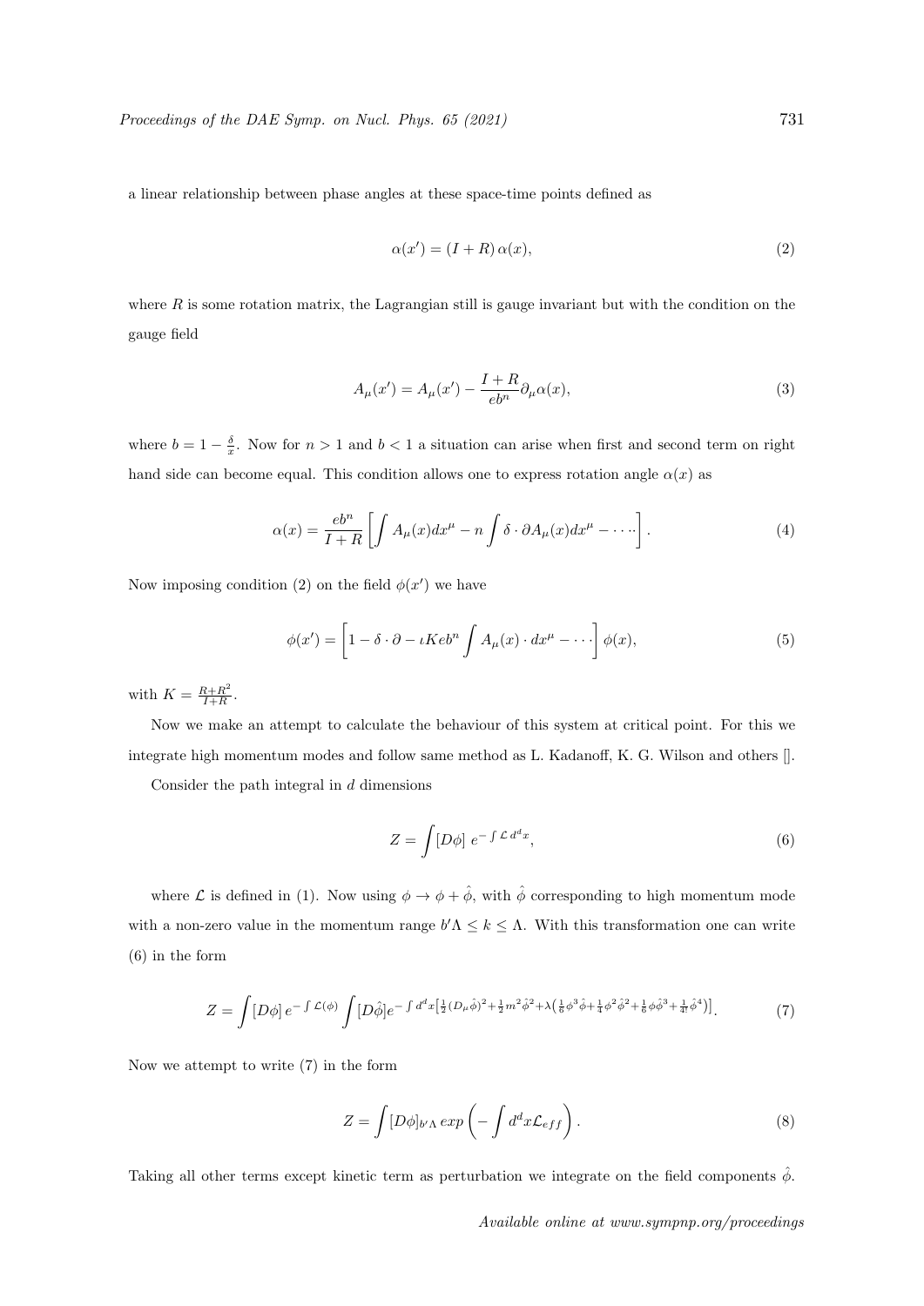a linear relationship between phase angles at these space-time points defined as

$$\alpha(x') = (I + R)\, \alpha(x), \tag{2}$$

where $R$ is some rotation matrix, the Lagrangian still is gauge invariant but with the condition on the gauge field

$$A_\mu(x') = A_\mu(x') - \frac{I + R}{eb^n} \partial_\mu \alpha(x), \tag{3}$$

where $b = 1 - \frac{\delta}{x}$. Now for $n > 1$ and $b < 1$ a situation can arise when first and second term on right hand side can become equal. This condition allows one to express rotation angle $\alpha(x)$ as

$$\alpha(x) = \frac{eb^n}{I + R} \left[ \int A_\mu(x) dx^\mu - n \int \delta \cdot \partial A_\mu(x) dx^\mu - \cdots \right]. \tag{4}$$

Now imposing condition (2) on the field $\phi(x')$ we have

$$\phi(x') = \left[ 1 - \delta \cdot \partial - \iota K e b^n \int A_\mu(x) \cdot dx^\mu - \cdots \right] \phi(x), \tag{5}$$

with $K = \frac{R+R^2}{I+R}$.

Now we make an attempt to calculate the behaviour of this system at critical point. For this we integrate high momentum modes and follow same method as L. Kadanoff, K. G. Wilson and others [].

Consider the path integral in $d$ dimensions

$$Z = \int [D\phi] \; e^{-\int \mathcal{L} \, d^d x}, \tag{6}$$

where $\mathcal{L}$ is defined in (1). Now using $\phi \to \phi + \hat{\phi}$, with $\hat{\phi}$ corresponding to high momentum mode with a non-zero value in the momentum range $b'\Lambda \leq k \leq \Lambda$. With this transformation one can write (6) in the form

$$Z = \int [D\phi] \, e^{-\int \mathcal{L}(\phi)} \int [D\hat{\phi}] e^{-\int d^d x \left[ \frac{1}{2} (D_\mu \hat{\phi})^2 + \frac{1}{2} m^2 \hat{\phi}^2 + \lambda \left( \frac{1}{6} \phi^3 \hat{\phi} + \frac{1}{4} \phi^2 \hat{\phi}^2 + \frac{1}{6} \phi \hat{\phi}^3 + \frac{1}{4!} \hat{\phi}^4 \right) \right]}. \tag{7}$$

Now we attempt to write (7) in the form

$$Z = \int [D\phi]_{b'\Lambda} \, exp \left( - \int d^d x \mathcal{L}_{eff} \right). \tag{8}$$

Taking all other terms except kinetic term as perturbation we integrate on the field components $\hat{\phi}$.